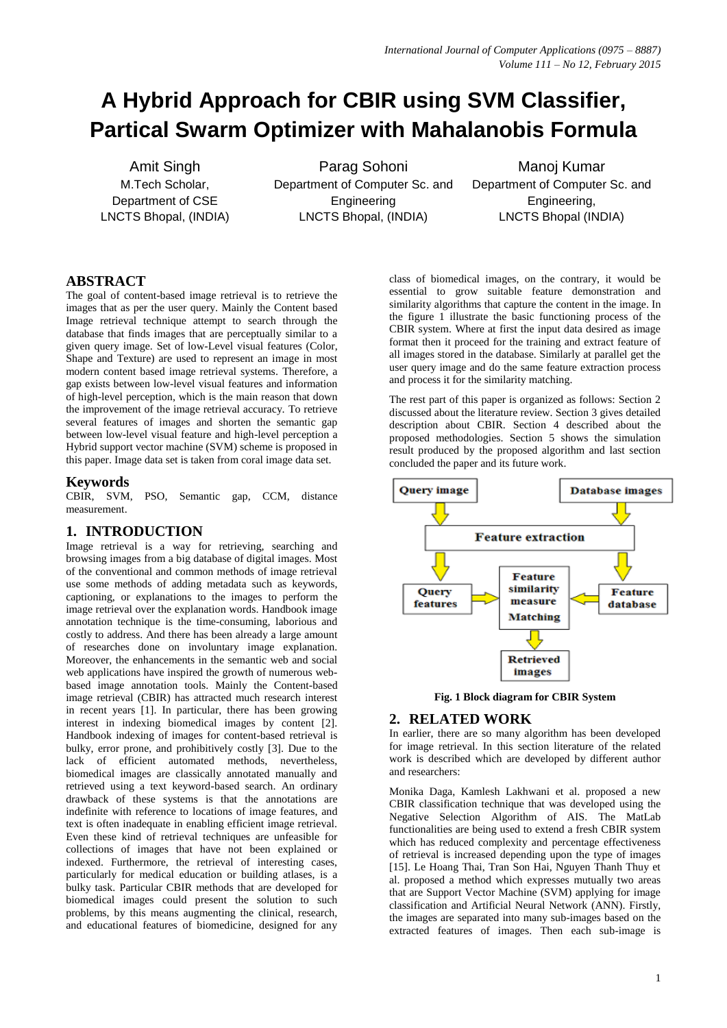# A Hybrid Approach for CBIR using SVM Classifier, Partical Swarm Optimizer with Mahalanobis Formula

Amit Singh
M.Tech Scholar,
Department of CSE
LNCTS Bhopal, (INDIA)

Parag Sohoni
Department of Computer Sc. and Engineering
LNCTS Bhopal, (INDIA)

Manoj Kumar
Department of Computer Sc. and Engineering,
LNCTS Bhopal (INDIA)

## ABSTRACT

The goal of content-based image retrieval is to retrieve the images that as per the user query. Mainly the Content based Image retrieval technique attempt to search through the database that finds images that are perceptually similar to a given query image. Set of low-Level visual features (Color, Shape and Texture) are used to represent an image in most modern content based image retrieval systems. Therefore, a gap exists between low-level visual features and information of high-level perception, which is the main reason that down the improvement of the image retrieval accuracy. To retrieve several features of images and shorten the semantic gap between low-level visual feature and high-level perception a Hybrid support vector machine (SVM) scheme is proposed in this paper. Image data set is taken from coral image data set.

## Keywords

CBIR, SVM, PSO, Semantic gap, CCM, distance measurement.

## 1. INTRODUCTION

Image retrieval is a way for retrieving, searching and browsing images from a big database of digital images. Most of the conventional and common methods of image retrieval use some methods of adding metadata such as keywords, captioning, or explanations to the images to perform the image retrieval over the explanation words. Handbook image annotation technique is the time-consuming, laborious and costly to address. And there has been already a large amount of researches done on involuntary image explanation. Moreover, the enhancements in the semantic web and social web applications have inspired the growth of numerous web-based image annotation tools. Mainly the Content-based image retrieval (CBIR) has attracted much research interest in recent years [1]. In particular, there has been growing interest in indexing biomedical images by content [2]. Handbook indexing of images for content-based retrieval is bulky, error prone, and prohibitively costly [3]. Due to the lack of efficient automated methods, nevertheless, biomedical images are classically annotated manually and retrieved using a text keyword-based search. An ordinary drawback of these systems is that the annotations are indefinite with reference to locations of image features, and text is often inadequate in enabling efficient image retrieval. Even these kind of retrieval techniques are unfeasible for collections of images that have not been explained or indexed. Furthermore, the retrieval of interesting cases, particularly for medical education or building atlases, is a bulky task. Particular CBIR methods that are developed for biomedical images could present the solution to such problems, by this means augmenting the clinical, research, and educational features of biomedicine, designed for any class of biomedical images, on the contrary, it would be essential to grow suitable feature demonstration and similarity algorithms that capture the content in the image. In the figure 1 illustrate the basic functioning process of the CBIR system. Where at first the input data desired as image format then it proceed for the training and extract feature of all images stored in the database. Similarly at parallel get the user query image and do the same feature extraction process and process it for the similarity matching.

The rest part of this paper is organized as follows: Section 2 discussed about the literature review. Section 3 gives detailed description about CBIR. Section 4 described about the proposed methodologies. Section 5 shows the simulation result produced by the proposed algorithm and last section concluded the paper and its future work.

Query image
Database images
Feature extraction
Query features
Feature similarity measure Matching
Feature database
Retrieved images

**Fig. 1 Block diagram for CBIR System**

## 2. RELATED WORK

In earlier, there are so many algorithm has been developed for image retrieval. In this section literature of the related work is described which are developed by different author and researchers:

Monika Daga, Kamlesh Lakhwani et al. proposed a new CBIR classification technique that was developed using the Negative Selection Algorithm of AIS. The MatLab functionalities are being used to extend a fresh CBIR system which has reduced complexity and percentage effectiveness of retrieval is increased depending upon the type of images [15]. Le Hoang Thai, Tran Son Hai, Nguyen Thanh Thuy et al. proposed a method which expresses mutually two areas that are Support Vector Machine (SVM) applying for image classification and Artificial Neural Network (ANN). Firstly, the images are separated into many sub-images based on the extracted features of images. Then each sub-image is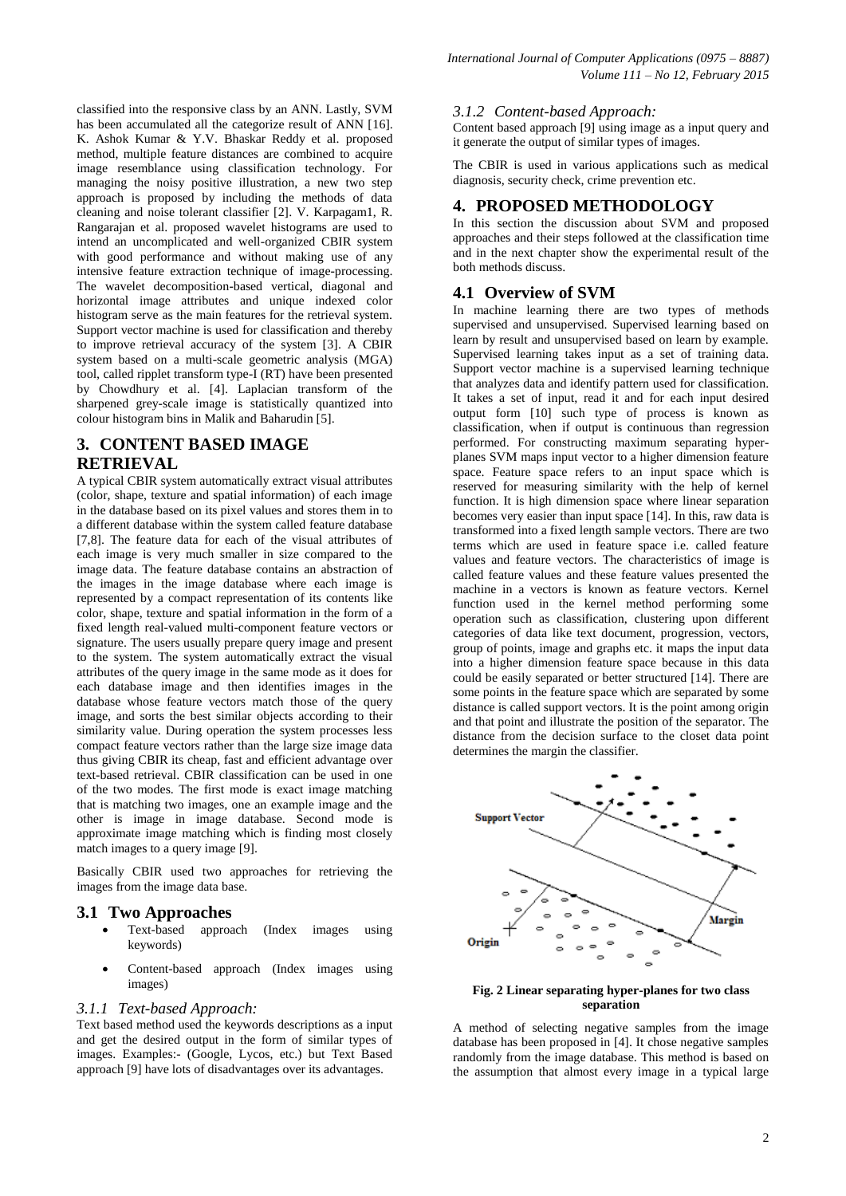classified into the responsive class by an ANN. Lastly, SVM has been accumulated all the categorize result of ANN [16]. K. Ashok Kumar & Y.V. Bhaskar Reddy et al. proposed method, multiple feature distances are combined to acquire image resemblance using classification technology. For managing the noisy positive illustration, a new two step approach is proposed by including the methods of data cleaning and noise tolerant classifier [2]. V. Karpagam1, R. Rangarajan et al. proposed wavelet histograms are used to intend an uncomplicated and well-organized CBIR system with good performance and without making use of any intensive feature extraction technique of image-processing. The wavelet decomposition-based vertical, diagonal and horizontal image attributes and unique indexed color histogram serve as the main features for the retrieval system. Support vector machine is used for classification and thereby to improve retrieval accuracy of the system [3]. A CBIR system based on a multi-scale geometric analysis (MGA) tool, called ripplet transform type-I (RT) have been presented by Chowdhury et al. [4]. Laplacian transform of the sharpened grey-scale image is statistically quantized into colour histogram bins in Malik and Baharudin [5].

## 3. CONTENT BASED IMAGE RETRIEVAL

A typical CBIR system automatically extract visual attributes (color, shape, texture and spatial information) of each image in the database based on its pixel values and stores them in to a different database within the system called feature database [7,8]. The feature data for each of the visual attributes of each image is very much smaller in size compared to the image data. The feature database contains an abstraction of the images in the image database where each image is represented by a compact representation of its contents like color, shape, texture and spatial information in the form of a fixed length real-valued multi-component feature vectors or signature. The users usually prepare query image and present to the system. The system automatically extract the visual attributes of the query image in the same mode as it does for each database image and then identifies images in the database whose feature vectors match those of the query image, and sorts the best similar objects according to their similarity value. During operation the system processes less compact feature vectors rather than the large size image data thus giving CBIR its cheap, fast and efficient advantage over text-based retrieval. CBIR classification can be used in one of the two modes. The first mode is exact image matching that is matching two images, one an example image and the other is image in image database. Second mode is approximate image matching which is finding most closely match images to a query image [9].

Basically CBIR used two approaches for retrieving the images from the image data base.

### 3.1 Two Approaches

- Text-based approach (Index images using keywords)
- Content-based approach (Index images using images)

#### *3.1.1 Text-based Approach:*

Text based method used the keywords descriptions as a input and get the desired output in the form of similar types of images. Examples:- (Google, Lycos, etc.) but Text Based approach [9] have lots of disadvantages over its advantages.

#### *3.1.2 Content-based Approach:*

Content based approach [9] using image as a input query and it generate the output of similar types of images.

The CBIR is used in various applications such as medical diagnosis, security check, crime prevention etc.

## 4. PROPOSED METHODOLOGY

In this section the discussion about SVM and proposed approaches and their steps followed at the classification time and in the next chapter show the experimental result of the both methods discuss.

### 4.1 Overview of SVM

In machine learning there are two types of methods supervised and unsupervised. Supervised learning based on learn by result and unsupervised based on learn by example. Supervised learning takes input as a set of training data. Support vector machine is a supervised learning technique that analyzes data and identify pattern used for classification. It takes a set of input, read it and for each input desired output form [10] such type of process is known as classification, when if output is continuous than regression performed. For constructing maximum separating hyper-planes SVM maps input vector to a higher dimension feature space. Feature space refers to an input space which is reserved for measuring similarity with the help of kernel function. It is high dimension space where linear separation becomes very easier than input space [14]. In this, raw data is transformed into a fixed length sample vectors. There are two terms which are used in feature space i.e. called feature values and feature vectors. The characteristics of image is called feature values and these feature values presented the machine in a vectors is known as feature vectors. Kernel function used in the kernel method performing some operation such as classification, clustering upon different categories of data like text document, progression, vectors, group of points, image and graphs etc. it maps the input data into a higher dimension feature space because in this data could be easily separated or better structured [14]. There are some points in the feature space which are separated by some distance is called support vectors. It is the point among origin and that point and illustrate the position of the separator. The distance from the decision surface to the closet data point determines the margin the classifier.

Support Vector

Margin

Origin

**Fig. 2 Linear separating hyper-planes for two class separation**

A method of selecting negative samples from the image database has been proposed in [4]. It chose negative samples randomly from the image database. This method is based on the assumption that almost every image in a typical large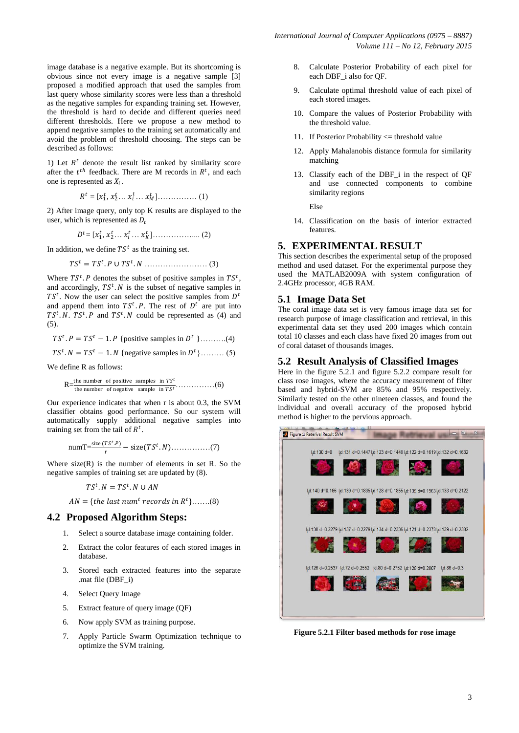image database is a negative example. But its shortcoming is obvious since not every image is a negative sample [3] proposed a modified approach that used the samples from last query whose similarity scores were less than a threshold as the negative samples for expanding training set. However, the threshold is hard to decide and different queries need different thresholds. Here we propose a new method to append negative samples to the training set automatically and avoid the problem of threshold choosing. The steps can be described as follows:

1) Let $R^t$ denote the result list ranked by similarity score after the $t^{th}$ feedback. There are M records in $R^t$, and each one is represented as $X_i$.

$$R^t = [x_1^t, x_2^t \ldots x_i^t \ldots x_M^t] \ldots\ldots\ldots\ldots\ldots (1)$$

2) After image query, only top K results are displayed to the user, which is represented as $D_t$

$$D^t = [x_1^t, x_2^t \ldots x_i^t \ldots x_K^t] \ldots\ldots\ldots\ldots\ldots\ldots (2)$$

In addition, we define $TS^t$ as the training set.

$$TS^t = TS^t.P \cup TS^t.N \ldots\ldots\ldots\ldots\ldots\ldots\ldots\ldots (3)$$

Where $TS^t.P$ denotes the subset of positive samples in $TS^t$, and accordingly, $TS^t.N$ is the subset of negative samples in $TS^t$. Now the user can select the positive samples from $D^t$ and append them into $TS^t.P$. The rest of $D^t$ are put into $TS^t.N$. $TS^t.P$ and $TS^t.N$ could be represented as (4) and (5).

$$TS^t.P = TS^t - 1.P \text{ \{positive samples in } D^t \text{ \}} \ldots\ldots\ldots(4)$$

$$TS^t.N = TS^t - 1.N \text{ \{negative samples in } D^t \text{\}} \ldots\ldots\ldots (5)$$

We define R as follows:

$$R = \frac{\text{the number of positive samples in } TS^t}{\text{the number of negative sample in } TS^t} \ldots\ldots\ldots\ldots\ldots(6)$$

Our experience indicates that when r is about 0.3, the SVM classifier obtains good performance. So our system will automatically supply additional negative samples into training set from the tail of $R^t$.

$$\text{numT} = \frac{\text{size}(TS^t.P)}{r} - \text{size}(TS^t.N) \ldots\ldots\ldots\ldots\ldots(7)$$

Where size(R) is the number of elements in set R. So the negative samples of training set are updated by (8).

$$TS^t.N = TS^t.N \cup AN$$

$$AN = \{\text{the last num}^t \text{ records in } R^t\} \ldots\ldots.(8)$$

## 4.2 Proposed Algorithm Steps:

1. Select a source database image containing folder.
2. Extract the color features of each stored images in database.
3. Stored each extracted features into the separate .mat file (DBF_i)
4. Select Query Image
5. Extract feature of query image (QF)
6. Now apply SVM as training purpose.
7. Apply Particle Swarm Optimization technique to optimize the SVM training.
8. Calculate Posterior Probability of each pixel for each DBF_i also for QF.
9. Calculate optimal threshold value of each pixel of each stored images.
10. Compare the values of Posterior Probability with the threshold value.
11. If Posterior Probability <= threshold value
12. Apply Mahalanobis distance formula for similarity matching
13. Classify each of the DBF_i in the respect of QF and use connected components to combine similarity regions

    Else

14. Classification on the basis of interior extracted features.

# 5. EXPERIMENTAL RESULT

This section describes the experimental setup of the proposed method and used dataset. For the experimental purpose they used the MATLAB2009A with system configuration of 2.4GHz processor, 4GB RAM.

## 5.1 Image Data Set

The coral image data set is very famous image data set for research purpose of image classification and retrieval, in this experimental data set they used 200 images which contain total 10 classes and each class have fixed 20 images from out of coral dataset of thousands images.

## 5.2 Result Analysis of Classified Images

Here in the figure 5.2.1 and figure 5.2.2 compare result for class rose images, where the accuracy measurement of filter based and hybrid-SVM are 85% and 95% respectively. Similarly tested on the other nineteen classes, and found the individual and overall accuracy of the proposed hybrid method is higher to the pervious approach.

Figure 1: Reterival Result SVM

Id:130 d=0 Id:131 d=0.1447 Id:123 d=0.1448 Id:122 d=0.1619 Id:132 d=0.1632

Id:140 d=0.166 Id:139 d=0.1835 Id:128 d=0.1855 Id:135 d=0.1963 Id:133 d=0.2122

Id:138 d=0.2279 Id:137 d=0.2279 Id:134 d=0.2336 Id:121 d=0.2378 Id:129 d=0.2382

Id:126 d=0.2537 Id:72 d=0.2552 Id:80 d=0.2752 Id:125 d=0.2807 Id:86 d=0.3

**Figure 5.2.1 Filter based methods for rose image**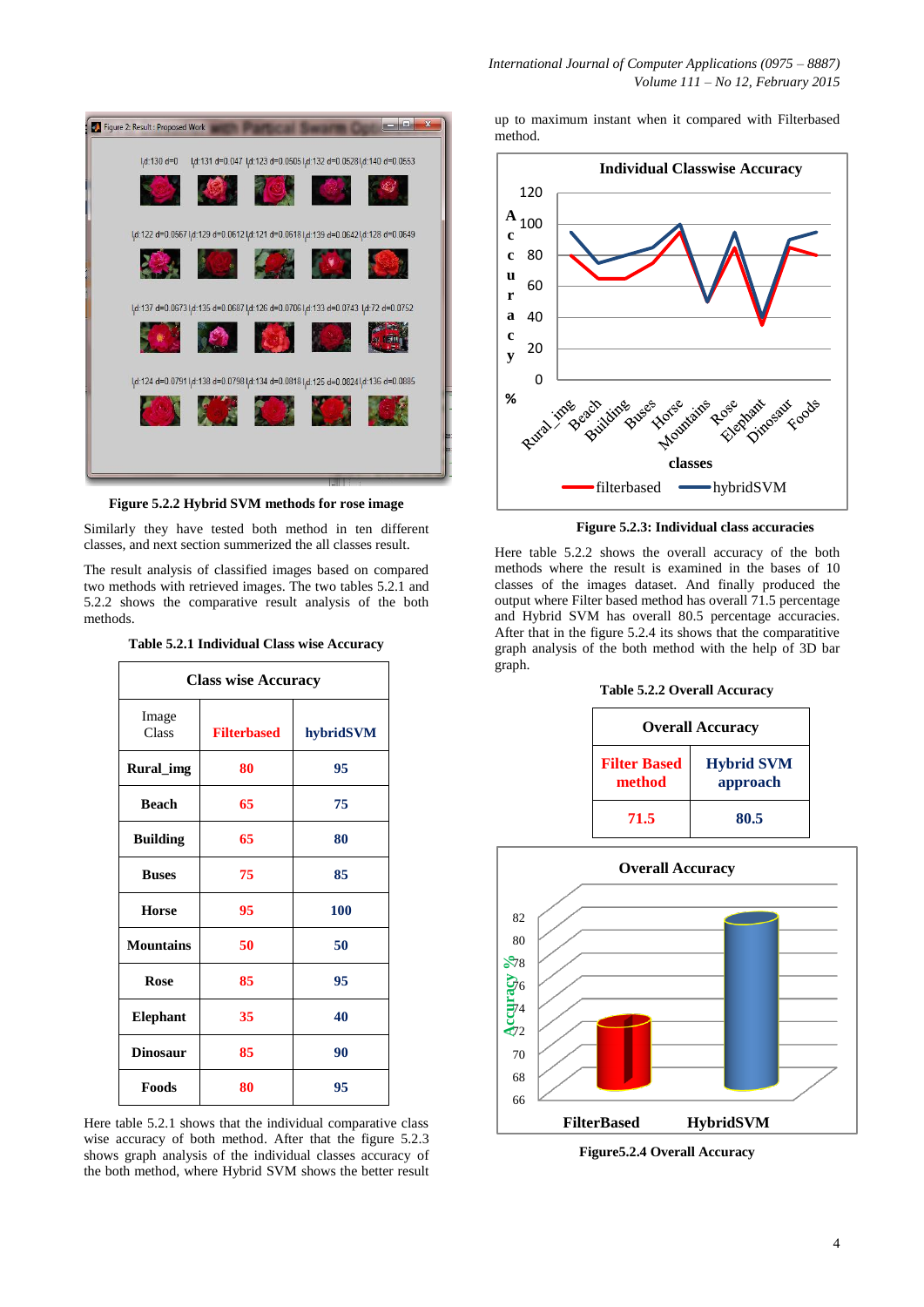Figure 5.2.2 Hybrid SVM methods for rose image

Similarly they have tested both method in ten different classes, and next section summerized the all classes result.

The result analysis of classified images based on compared two methods with retrieved images. The two tables 5.2.1 and 5.2.2 shows the comparative result analysis of the both methods.

**Table 5.2.1 Individual Class wise Accuracy**

| Class wise Accuracy | | |
|---|---|---|
| Image Class | **Filterbased** | **hybridSVM** |
| **Rural_img** | **80** | **95** |
| **Beach** | **65** | **75** |
| **Building** | **65** | **80** |
| **Buses** | **75** | **85** |
| **Horse** | **95** | **100** |
| **Mountains** | **50** | **50** |
| **Rose** | **85** | **95** |
| **Elephant** | **35** | **40** |
| **Dinosaur** | **85** | **90** |
| **Foods** | **80** | **95** |

Here table 5.2.1 shows that the individual comparative class wise accuracy of both method. After that the figure 5.2.3 shows graph analysis of the individual classes accuracy of the both method, where Hybrid SVM shows the better result up to maximum instant when it compared with Filterbased method.

Individual Classwise Accuracy

Accuracy %

120
100
80
60
40
20
0

Rural_img Beach Building Buses Horse Mountains Rose Elephant Dinosaur Foods

classes

filterbased hybridSVM

**Figure 5.2.3: Individual class accuracies**

Here table 5.2.2 shows the overall accuracy of the both methods where the result is examined in the bases of 10 classes of the images dataset. And finally produced the output where Filter based method has overall 71.5 percentage and Hybrid SVM has overall 80.5 percentage accuracies. After that in the figure 5.2.4 its shows that the comparatitive graph analysis of the both method with the help of 3D bar graph.

**Table 5.2.2 Overall Accuracy**

| Overall Accuracy | |
|---|---|
| **Filter Based method** | **Hybrid SVM approach** |
| **71.5** | **80.5** |

Overall Accuracy

Accuracy %

82
80
78
76
74
72
70
68
66

FilterBased HybridSVM

**Figure5.2.4 Overall Accuracy**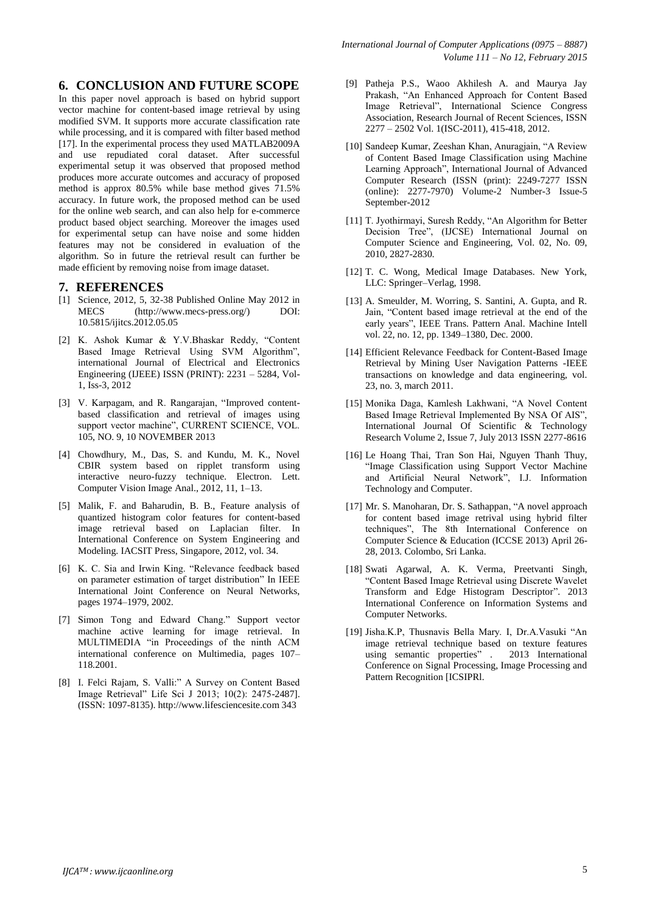## 6. CONCLUSION AND FUTURE SCOPE

In this paper novel approach is based on hybrid support vector machine for content-based image retrieval by using modified SVM. It supports more accurate classification rate while processing, and it is compared with filter based method [17]. In the experimental process they used MATLAB2009A and use repudiated coral dataset. After successful experimental setup it was observed that proposed method produces more accurate outcomes and accuracy of proposed method is approx 80.5% while base method gives 71.5% accuracy. In future work, the proposed method can be used for the online web search, and can also help for e-commerce product based object searching. Moreover the images used for experimental setup can have noise and some hidden features may not be considered in evaluation of the algorithm. So in future the retrieval result can further be made efficient by removing noise from image dataset.

## 7. REFERENCES

[1] Science, 2012, 5, 32-38 Published Online May 2012 in MECS (http://www.mecs-press.org/) DOI: 10.5815/ijitcs.2012.05.05

[2] K. Ashok Kumar & Y.V.Bhaskar Reddy, "Content Based Image Retrieval Using SVM Algorithm", international Journal of Electrical and Electronics Engineering (IJEEE) ISSN (PRINT): 2231 – 5284, Vol-1, Iss-3, 2012

[3] V. Karpagam, and R. Rangarajan, "Improved content-based classification and retrieval of images using support vector machine", CURRENT SCIENCE, VOL. 105, NO. 9, 10 NOVEMBER 2013

[4] Chowdhury, M., Das, S. and Kundu, M. K., Novel CBIR system based on ripplet transform using interactive neuro-fuzzy technique. Electron. Lett. Computer Vision Image Anal., 2012, 11, 1–13.

[5] Malik, F. and Baharudin, B. B., Feature analysis of quantized histogram color features for content-based image retrieval based on Laplacian filter. In International Conference on System Engineering and Modeling. IACSIT Press, Singapore, 2012, vol. 34.

[6] K. C. Sia and Irwin King. "Relevance feedback based on parameter estimation of target distribution" In IEEE International Joint Conference on Neural Networks, pages 1974–1979, 2002.

[7] Simon Tong and Edward Chang." Support vector machine active learning for image retrieval. In MULTIMEDIA "in Proceedings of the ninth ACM international conference on Multimedia, pages 107–118.2001.

[8] I. Felci Rajam, S. Valli:" A Survey on Content Based Image Retrieval" Life Sci J 2013; 10(2): 2475-2487]. (ISSN: 1097-8135). http://www.lifesciencesite.com 343

[9] Patheja P.S., Waoo Akhilesh A. and Maurya Jay Prakash, "An Enhanced Approach for Content Based Image Retrieval", International Science Congress Association, Research Journal of Recent Sciences, ISSN 2277 – 2502 Vol. 1(ISC-2011), 415-418, 2012.

[10] Sandeep Kumar, Zeeshan Khan, Anuragjain, "A Review of Content Based Image Classification using Machine Learning Approach", International Journal of Advanced Computer Research (ISSN (print): 2249-7277 ISSN (online): 2277-7970) Volume-2 Number-3 Issue-5 September-2012

[11] T. Jyothirmayi, Suresh Reddy, "An Algorithm for Better Decision Tree", (IJCSE) International Journal on Computer Science and Engineering, Vol. 02, No. 09, 2010, 2827-2830.

[12] T. C. Wong, Medical Image Databases. New York, LLC: Springer–Verlag, 1998.

[13] A. Smeulder, M. Worring, S. Santini, A. Gupta, and R. Jain, "Content based image retrieval at the end of the early years", IEEE Trans. Pattern Anal. Machine Intell vol. 22, no. 12, pp. 1349–1380, Dec. 2000.

[14] Efficient Relevance Feedback for Content-Based Image Retrieval by Mining User Navigation Patterns -IEEE transactions on knowledge and data engineering, vol. 23, no. 3, march 2011.

[15] Monika Daga, Kamlesh Lakhwani, "A Novel Content Based Image Retrieval Implemented By NSA Of AIS", International Journal Of Scientific & Technology Research Volume 2, Issue 7, July 2013 ISSN 2277-8616

[16] Le Hoang Thai, Tran Son Hai, Nguyen Thanh Thuy, "Image Classification using Support Vector Machine and Artificial Neural Network", I.J. Information Technology and Computer.

[17] Mr. S. Manoharan, Dr. S. Sathappan, "A novel approach for content based image retrival using hybrid filter techniques", The 8th International Conference on Computer Science & Education (ICCSE 2013) April 26-28, 2013. Colombo, Sri Lanka.

[18] Swati Agarwal, A. K. Verma, Preetvanti Singh, "Content Based Image Retrieval using Discrete Wavelet Transform and Edge Histogram Descriptor". 2013 International Conference on Information Systems and Computer Networks.

[19] Jisha.K.P, Thusnavis Bella Mary. I, Dr.A.Vasuki "An image retrieval technique based on texture features using semantic properties" . 2013 International Conference on Signal Processing, Image Processing and Pattern Recognition [ICSIPRl.